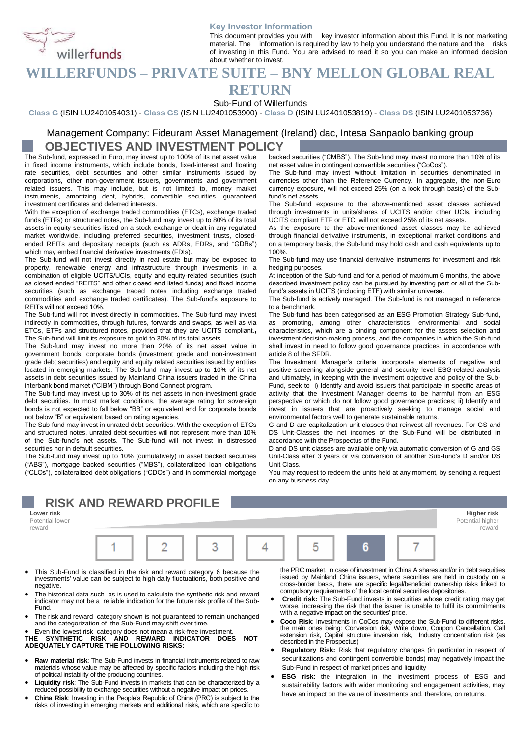willerfunds

## Key Investor Information

This document provides you with key investor information about this Fund. It is not marketing material. The information is required by law to help you understand the nature and the risks of investing in this Fund. You are advised to read it so you can make an informed decision about whether to invest.

# WILLERFUNDS – PRIVATE SUITE – BNY MELLON GLOBAL REAL RETURN

Sub-Fund of Willerfunds

**Class G** (ISIN LU2401054031) - **Class GS** (ISIN LU2401053900) - **Class D** (ISIN LU2401053819) - **Class DS** (ISIN LU2401053736)

Management Company: Fideuram Asset Management (Ireland) dac, Intesa Sanpaolo banking group

## OBJECTIVES AND INVESTMENT POLICY

The Sub-fund, expressed in Euro, may invest up to 100% of its net asset value in fixed income instruments, which include bonds, fixed-interest and floating rate securities, debt securities and other similar instruments issued by corporations, other non-government issuers, governments and government related issuers. This may include, but is not limited to, money market instruments, amortizing debt, hybrids, convertible securities, guaranteed investment certificates and deferred interests.

With the exception of exchange traded commodities (ETCs), exchange traded funds (ETFs) or structured notes, the Sub-fund may invest up to 80% of its total assets in equity securities listed on a stock exchange or dealt in any regulated market worldwide, including preferred securities, investment trusts, closed-ended REITs and depositary receipts (such as ADRs, EDRs, and "GDRs") which may embed financial derivative investments (FDIs).

The Sub-fund will not invest directly in real estate but may be exposed to property, renewable energy and infrastructure through investments in a combination of eligible UCITS/UCIs, equity and equity-related securities (such as closed ended "REITS" and other closed end listed funds) and fixed income securities (such as exchange traded notes including exchange traded commodities and exchange traded certificates). The Sub-fund's exposure to REITs will not exceed 10%.

The Sub-fund will not invest directly in commodities. The Sub-fund may invest indirectly in commodities, through futures, forwards and swaps, as well as via ETCs, ETFs and structured notes, provided that they are UCITS compliant. The Sub-fund will limit its exposure to gold to 30% of its total assets.

The Sub-fund may invest no more than 20% of its net asset value in government bonds, corporate bonds (investment grade and non-investment grade debt securities) and equity and equity related securities issued by entities located in emerging markets. The Sub-fund may invest up to 10% of its net assets in debt securities issued by Mainland China issuers traded in the China interbank bond market ("CIBM") through Bond Connect program.

The Sub-fund may invest up to 30% of its net assets in non-investment grade debt securities. In most market conditions, the average rating for sovereign bonds is not expected to fall below "BB" or equivalent and for corporate bonds not below "B" or equivalent based on rating agencies.

The Sub-fund may invest in unrated debt securities. With the exception of ETCs and structured notes, unrated debt securities will not represent more than 10% of the Sub-fund's net assets. The Sub-fund will not invest in distressed securities nor in default securities.

The Sub-fund may invest up to 10% (cumulatively) in asset backed securities ("ABS"), mortgage backed securities ("MBS"), collateralized loan obligations ("CLOs"), collateralized debt obligations ("CDOs") and in commercial mortgage backed securities ("CMBS"). The Sub-fund may invest no more than 10% of its net asset value in contingent convertible securities ("CoCos").

The Sub-fund may invest without limitation in securities denominated in currencies other than the Reference Currency. In aggregate, the non-Euro currency exposure, will not exceed 25% (on a look through basis) of the Sub-fund's net assets.

The Sub-fund exposure to the above-mentioned asset classes achieved through investments in units/shares of UCITS and/or other UCIs, including UCITS compliant ETF or ETC, will not exceed 25% of its net assets.

As the exposure to the above-mentioned asset classes may be achieved through financial derivative instruments, in exceptional market conditions and on a temporary basis, the Sub-fund may hold cash and cash equivalents up to 100%.

The Sub-fund may use financial derivative instruments for investment and risk hedging purposes.

At inception of the Sub-fund and for a period of maximum 6 months, the above described investment policy can be pursued by investing part or all of the Sub-fund's assets in UCITS (including ETF) with similar universe.

The Sub-fund is actively managed. The Sub-fund is not managed in reference to a benchmark.

The Sub-fund has been categorised as an ESG Promotion Strategy Sub-fund, as promoting, among other characteristics, environmental and social characteristics, which are a binding component for the assets selection and investment decision-making process, and the companies in which the Sub-fund shall invest in need to follow good governance practices, in accordance with article 8 of the SFDR.

The Investment Manager's criteria incorporate elements of negative and positive screening alongside general and security level ESG-related analysis and ultimately, in keeping with the investment objective and policy of the Sub-Fund, seek to i) Identify and avoid issuers that participate in specific areas of activity that the Investment Manager deems to be harmful from an ESG perspective or which do not follow good governance practices; ii) Identify and invest in issuers that are proactively seeking to manage social and environmental factors well to generate sustainable returns.

G and D are capitalization unit-classes that reinvest all revenues. For GS and DS Unit-Classes the net incomes of the Sub-Fund will be distributed in accordance with the Prospectus of the Fund.

D and DS unit classes are available only via automatic conversion of G and GS Unit-Class after 3 years or via conversion of another Sub-fund's D and/or DS Unit Class.

You may request to redeem the units held at any moment, by sending a request on any business day.

## RISK AND REWARD PROFILE

| Lower risk<br>Potential lower reward | | | | | | Higher risk<br>Potential higher reward |
|---|---|---|---|---|---|---|
| 1 | 2 | 3 | 4 | 5 | **6** | 7 |

- This Sub-Fund is classified in the risk and reward category 6 because the investments' value can be subject to high daily fluctuations, both positive and negative.
- The historical data such as is used to calculate the synthetic risk and reward indicator may not be a reliable indication for the future risk profile of the Sub-Fund.
- The risk and reward category shown is not guaranteed to remain unchanged and the categorization of the Sub-Fund may shift over time.
- Even the lowest risk category does not mean a risk-free investment.

**THE SYNTHETIC RISK AND REWARD INDICATOR DOES NOT ADEQUATELY CAPTURE THE FOLLOWING RISKS:**

- **Raw material risk**: The Sub-Fund invests in financial instruments related to raw materials whose value may be affected by specific factors including the high risk of political instability of the producing countries.
- **Liquidity risk**: The Sub-Fund invests in markets that can be characterized by a reduced possibility to exchange securities without a negative impact on prices.
- **China Risk**: Investing in the People's Republic of China (PRC) is subject to the risks of investing in emerging markets and additional risks, which are specific to the PRC market. In case of investment in China A shares and/or in debt securities issued by Mainland China issuers, where securities are held in custody on a cross-border basis, there are specific legal/beneficial ownership risks linked to compulsory requirements of the local central securities depositories.
- **Credit risk:** The Sub-Fund invests in securities whose credit rating may get worse, increasing the risk that the issuer is unable to fulfil its commitments with a negative impact on the securities' price.
- **Coco Risk**: Investments in CoCos may expose the Sub-Fund to different risks, the main ones being: Conversion risk, Write down, Coupon Cancellation, Call extension risk, Capital structure inversion risk, Industry concentration risk (as described in the Prospectus)
- **Regulatory Risk:** Risk that regulatory changes (in particular in respect of securitizations and contingent convertible bonds) may negatively impact the Sub-Fund in respect of market prices and liquidity
- **ESG risk**: the integration in the investment process of ESG and sustainability factors with wider monitoring and engagement activities, may have an impact on the value of investments and, therefore, on returns.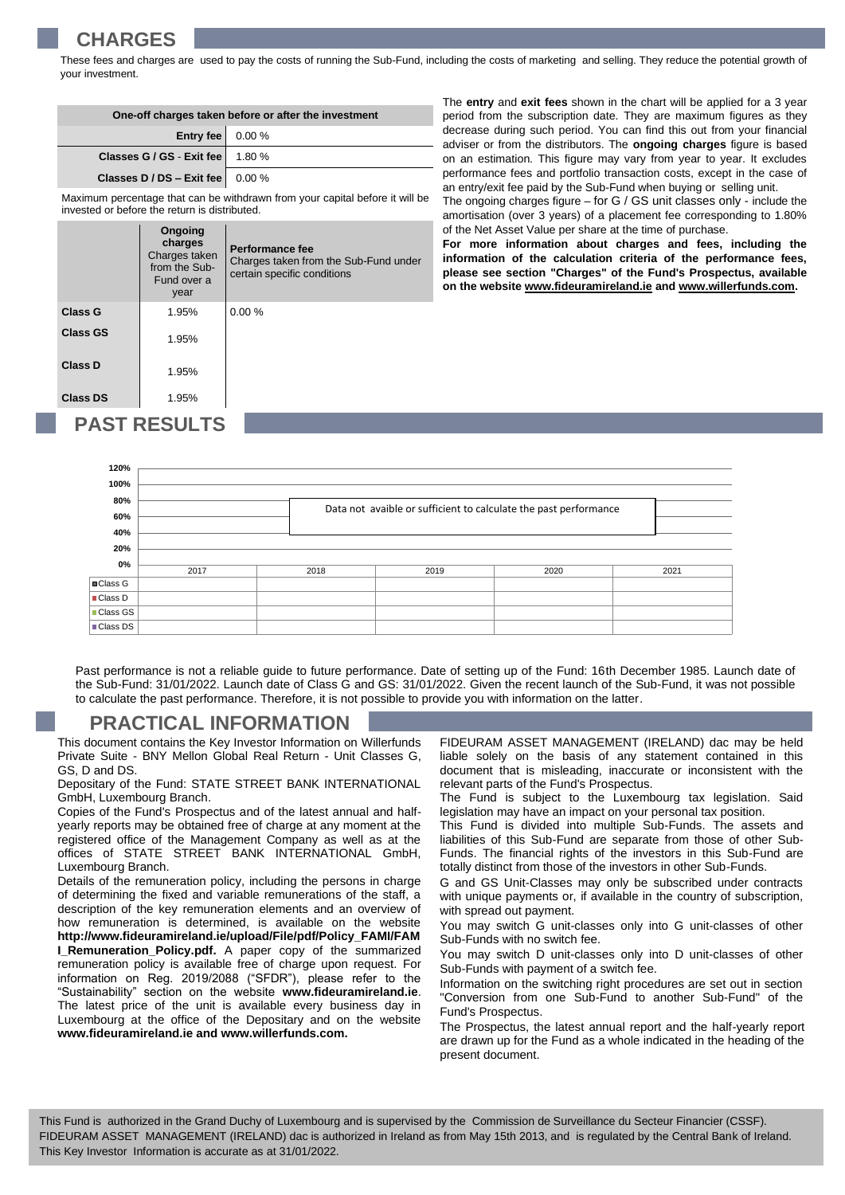## CHARGES

These fees and charges are used to pay the costs of running the Sub-Fund, including the costs of marketing and selling. They reduce the potential growth of your investment.

| One-off charges taken before or after the investment | |
|---|---|
| **Entry fee** | 0.00 % |
| **Classes G / GS - Exit fee** | 1.80 % |
| **Classes D / DS – Exit fee** | 0.00 % |

Maximum percentage that can be withdrawn from your capital before it will be invested or before the return is distributed.

| | **Ongoing charges** Charges taken from the Sub-Fund over a year | **Performance fee** Charges taken from the Sub-Fund under certain specific conditions |
|---|---|---|
| **Class G** | 1.95% | 0.00 % |
| **Class GS** | 1.95% | |
| **Class D** | 1.95% | |
| **Class DS** | 1.95% | |

The **entry** and **exit fees** shown in the chart will be applied for a 3 year period from the subscription date. They are maximum figures as they decrease during such period. You can find this out from your financial adviser or from the distributors. The **ongoing charges** figure is based on an estimation. This figure may vary from year to year. It excludes performance fees and portfolio transaction costs, except in the case of an entry/exit fee paid by the Sub-Fund when buying or selling unit.

The ongoing charges figure – for G / GS unit classes only - include the amortisation (over 3 years) of a placement fee corresponding to 1.80% of the Net Asset Value per share at the time of purchase.

**For more information about charges and fees, including the information of the calculation criteria of the performance fees, please see section "Charges" of the Fund's Prospectus, available on the website www.fideuramireland.ie and www.willerfunds.com.**

## PAST RESULTS

120%
100%
80%
60%
40%
20%
0%

Data not avaible or sufficient to calculate the past performance

2017
2018
2019
2020
2021

Class G
Class D
Class GS
Class DS

Past performance is not a reliable guide to future performance. Date of setting up of the Fund: 16th December 1985. Launch date of the Sub-Fund: 31/01/2022. Launch date of Class G and GS: 31/01/2022. Given the recent launch of the Sub-Fund, it was not possible to calculate the past performance. Therefore, it is not possible to provide you with information on the latter.

## PRACTICAL INFORMATION

This document contains the Key Investor Information on Willerfunds Private Suite - BNY Mellon Global Real Return - Unit Classes G, GS, D and DS.

Depositary of the Fund: STATE STREET BANK INTERNATIONAL GmbH, Luxembourg Branch.

Copies of the Fund's Prospectus and of the latest annual and half-yearly reports may be obtained free of charge at any moment at the registered office of the Management Company as well as at the offices of STATE STREET BANK INTERNATIONAL GmbH, Luxembourg Branch.

Details of the remuneration policy, including the persons in charge of determining the fixed and variable remunerations of the staff, a description of the key remuneration elements and an overview of how remuneration is determined, is available on the website **http://www.fideuramireland.ie/upload/File/pdf/Policy_FAMI/FAMI_Remuneration_Policy.pdf.** A paper copy of the summarized remuneration policy is available free of charge upon request. For information on Reg. 2019/2088 ("SFDR"), please refer to the "Sustainability" section on the website **www.fideuramireland.ie**. The latest price of the unit is available every business day in Luxembourg at the office of the Depositary and on the website **www.fideuramireland.ie and www.willerfunds.com.**

FIDEURAM ASSET MANAGEMENT (IRELAND) dac may be held liable solely on the basis of any statement contained in this document that is misleading, inaccurate or inconsistent with the relevant parts of the Fund's Prospectus.

The Fund is subject to the Luxembourg tax legislation. Said legislation may have an impact on your personal tax position.

This Fund is divided into multiple Sub-Funds. The assets and liabilities of this Sub-Fund are separate from those of other Sub-Funds. The financial rights of the investors in this Sub-Fund are totally distinct from those of the investors in other Sub-Funds.

G and GS Unit-Classes may only be subscribed under contracts with unique payments or, if available in the country of subscription, with spread out payment.

You may switch G unit-classes only into G unit-classes of other Sub-Funds with no switch fee.

You may switch D unit-classes only into D unit-classes of other Sub-Funds with payment of a switch fee.

Information on the switching right procedures are set out in section "Conversion from one Sub-Fund to another Sub-Fund" of the Fund's Prospectus.

The Prospectus, the latest annual report and the half-yearly report are drawn up for the Fund as a whole indicated in the heading of the present document.

This Fund is authorized in the Grand Duchy of Luxembourg and is supervised by the Commission de Surveillance du Secteur Financier (CSSF). FIDEURAM ASSET MANAGEMENT (IRELAND) dac is authorized in Ireland as from May 15th 2013, and is regulated by the Central Bank of Ireland. This Key Investor Information is accurate as at 31/01/2022.